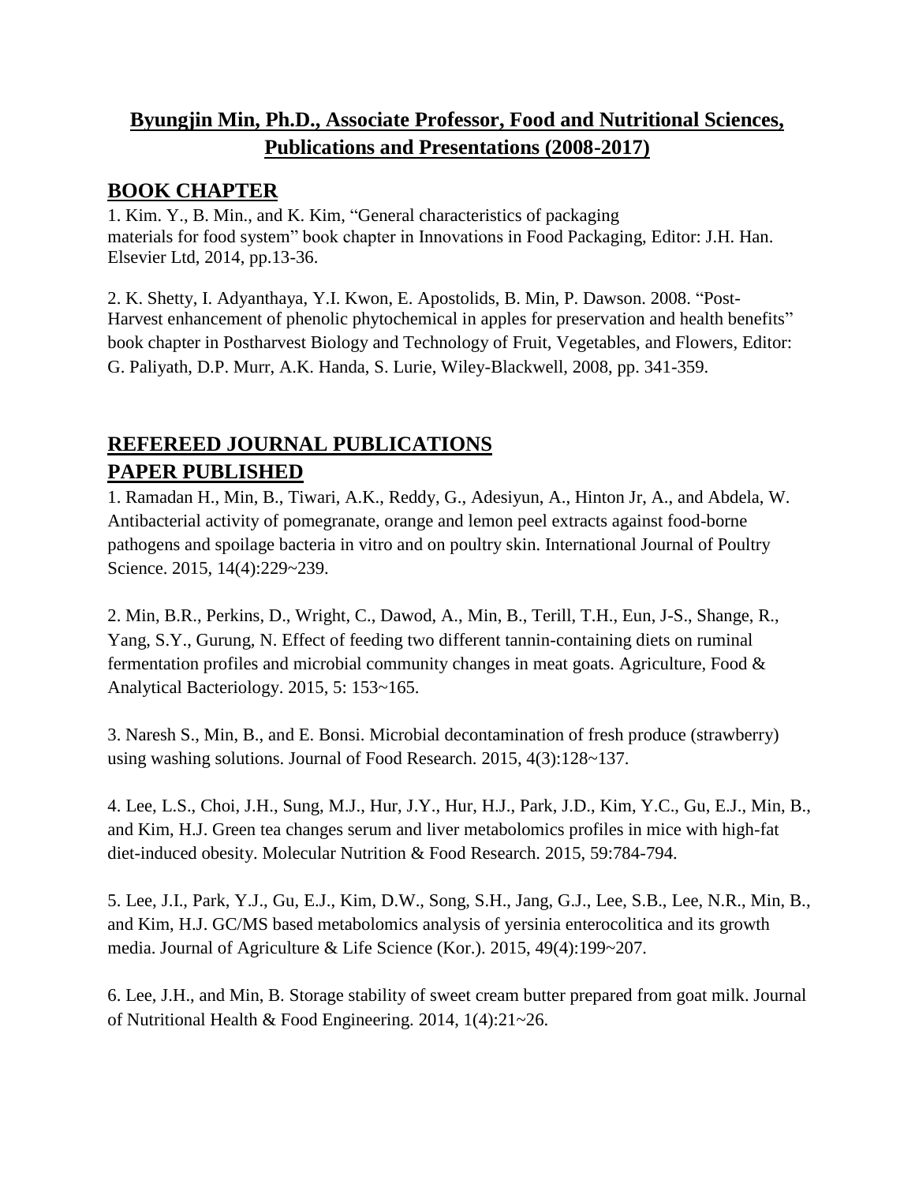# Byungjin Min, Ph.D., Associate Professor, Food and Nutritional Sciences, Publications and Presentations (2008-2017)

## BOOK CHAPTER

1. Kim. Y., B. Min., and K. Kim, "General characteristics of packaging materials for food system" book chapter in Innovations in Food Packaging, Editor: J.H. Han. Elsevier Ltd, 2014, pp.13-36.

2. K. Shetty, I. Adyanthaya, Y.I. Kwon, E. Apostolids, B. Min, P. Dawson. 2008. "Post-Harvest enhancement of phenolic phytochemical in apples for preservation and health benefits" book chapter in Postharvest Biology and Technology of Fruit, Vegetables, and Flowers, Editor: G. Paliyath, D.P. Murr, A.K. Handa, S. Lurie, Wiley-Blackwell, 2008, pp. 341-359.

## REFEREED JOURNAL PUBLICATIONS

## PAPER PUBLISHED

1. Ramadan H., Min, B., Tiwari, A.K., Reddy, G., Adesiyun, A., Hinton Jr, A., and Abdela, W. Antibacterial activity of pomegranate, orange and lemon peel extracts against food-borne pathogens and spoilage bacteria in vitro and on poultry skin. International Journal of Poultry Science. 2015, 14(4):229~239.

2. Min, B.R., Perkins, D., Wright, C., Dawod, A., Min, B., Terill, T.H., Eun, J-S., Shange, R., Yang, S.Y., Gurung, N. Effect of feeding two different tannin-containing diets on ruminal fermentation profiles and microbial community changes in meat goats. Agriculture, Food & Analytical Bacteriology. 2015, 5: 153~165.

3. Naresh S., Min, B., and E. Bonsi. Microbial decontamination of fresh produce (strawberry) using washing solutions. Journal of Food Research. 2015, 4(3):128~137.

4. Lee, L.S., Choi, J.H., Sung, M.J., Hur, J.Y., Hur, H.J., Park, J.D., Kim, Y.C., Gu, E.J., Min, B., and Kim, H.J. Green tea changes serum and liver metabolomics profiles in mice with high-fat diet-induced obesity. Molecular Nutrition & Food Research. 2015, 59:784-794.

5. Lee, J.I., Park, Y.J., Gu, E.J., Kim, D.W., Song, S.H., Jang, G.J., Lee, S.B., Lee, N.R., Min, B., and Kim, H.J. GC/MS based metabolomics analysis of yersinia enterocolitica and its growth media. Journal of Agriculture & Life Science (Kor.). 2015, 49(4):199~207.

6. Lee, J.H., and Min, B. Storage stability of sweet cream butter prepared from goat milk. Journal of Nutritional Health & Food Engineering. 2014, 1(4):21~26.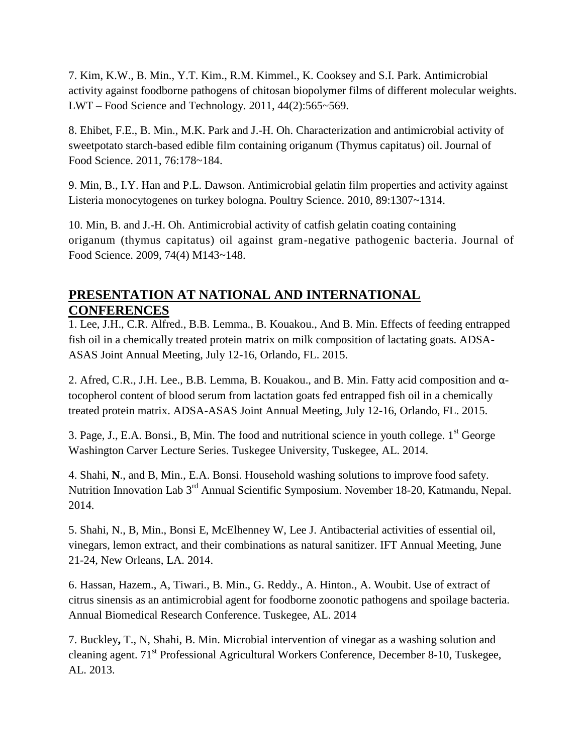7. Kim, K.W., B. Min., Y.T. Kim., R.M. Kimmel., K. Cooksey and S.I. Park. Antimicrobial activity against foodborne pathogens of chitosan biopolymer films of different molecular weights. LWT – Food Science and Technology. 2011, 44(2):565~569.

8. Ehibet, F.E., B. Min., M.K. Park and J.-H. Oh. Characterization and antimicrobial activity of sweetpotato starch-based edible film containing origanum (Thymus capitatus) oil. Journal of Food Science. 2011, 76:178~184.

9. Min, B., I.Y. Han and P.L. Dawson. Antimicrobial gelatin film properties and activity against Listeria monocytogenes on turkey bologna. Poultry Science. 2010, 89:1307~1314.

10. Min, B. and J.-H. Oh. Antimicrobial activity of catfish gelatin coating containing origanum (thymus capitatus) oil against gram-negative pathogenic bacteria. Journal of Food Science. 2009, 74(4) M143~148.

## PRESENTATION AT NATIONAL AND INTERNATIONAL CONFERENCES

1. Lee, J.H., C.R. Alfred., B.B. Lemma., B. Kouakou., And B. Min. Effects of feeding entrapped fish oil in a chemically treated protein matrix on milk composition of lactating goats. ADSA-ASAS Joint Annual Meeting, July 12-16, Orlando, FL. 2015.

2. Afred, C.R., J.H. Lee., B.B. Lemma, B. Kouakou., and B. Min. Fatty acid composition and α-tocopherol content of blood serum from lactation goats fed entrapped fish oil in a chemically treated protein matrix. ADSA-ASAS Joint Annual Meeting, July 12-16, Orlando, FL. 2015.

3. Page, J., E.A. Bonsi., B, Min. The food and nutritional science in youth college. 1st George Washington Carver Lecture Series. Tuskegee University, Tuskegee, AL. 2014.

4. Shahi, **N**., and B, Min., E.A. Bonsi. Household washing solutions to improve food safety. Nutrition Innovation Lab 3rd Annual Scientific Symposium. November 18-20, Katmandu, Nepal. 2014.

5. Shahi, N., B, Min., Bonsi E, McElhenney W, Lee J. Antibacterial activities of essential oil, vinegars, lemon extract, and their combinations as natural sanitizer. IFT Annual Meeting, June 21-24, New Orleans, LA. 2014.

6. Hassan, Hazem., A, Tiwari., B. Min., G. Reddy., A. Hinton., A. Woubit. Use of extract of citrus sinensis as an antimicrobial agent for foodborne zoonotic pathogens and spoilage bacteria. Annual Biomedical Research Conference. Tuskegee, AL. 2014

7. Buckley**,** T., N, Shahi, B. Min. Microbial intervention of vinegar as a washing solution and cleaning agent. 71st Professional Agricultural Workers Conference, December 8-10, Tuskegee, AL. 2013.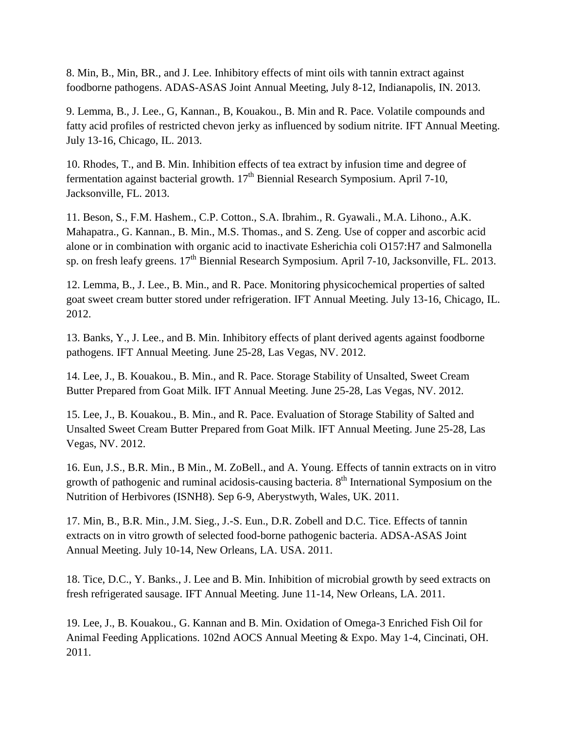8. Min, B., Min, BR., and J. Lee. Inhibitory effects of mint oils with tannin extract against foodborne pathogens. ADAS-ASAS Joint Annual Meeting, July 8-12, Indianapolis, IN. 2013.

9. Lemma, B., J. Lee., G, Kannan., B, Kouakou., B. Min and R. Pace. Volatile compounds and fatty acid profiles of restricted chevon jerky as influenced by sodium nitrite. IFT Annual Meeting. July 13-16, Chicago, IL. 2013.

10. Rhodes, T., and B. Min. Inhibition effects of tea extract by infusion time and degree of fermentation against bacterial growth. 17th Biennial Research Symposium. April 7-10, Jacksonville, FL. 2013.

11. Beson, S., F.M. Hashem., C.P. Cotton., S.A. Ibrahim., R. Gyawali., M.A. Lihono., A.K. Mahapatra., G. Kannan., B. Min., M.S. Thomas., and S. Zeng. Use of copper and ascorbic acid alone or in combination with organic acid to inactivate Esherichia coli O157:H7 and Salmonella sp. on fresh leafy greens. 17th Biennial Research Symposium. April 7-10, Jacksonville, FL. 2013.

12. Lemma, B., J. Lee., B. Min., and R. Pace. Monitoring physicochemical properties of salted goat sweet cream butter stored under refrigeration. IFT Annual Meeting. July 13-16, Chicago, IL. 2012.

13. Banks, Y., J. Lee., and B. Min. Inhibitory effects of plant derived agents against foodborne pathogens. IFT Annual Meeting. June 25-28, Las Vegas, NV. 2012.

14. Lee, J., B. Kouakou., B. Min., and R. Pace. Storage Stability of Unsalted, Sweet Cream Butter Prepared from Goat Milk. IFT Annual Meeting. June 25-28, Las Vegas, NV. 2012.

15. Lee, J., B. Kouakou., B. Min., and R. Pace. Evaluation of Storage Stability of Salted and Unsalted Sweet Cream Butter Prepared from Goat Milk. IFT Annual Meeting. June 25-28, Las Vegas, NV. 2012.

16. Eun, J.S., B.R. Min., B Min., M. ZoBell., and A. Young. Effects of tannin extracts on in vitro growth of pathogenic and ruminal acidosis-causing bacteria. 8th International Symposium on the Nutrition of Herbivores (ISNH8). Sep 6-9, Aberystwyth, Wales, UK. 2011.

17. Min, B., B.R. Min., J.M. Sieg., J.-S. Eun., D.R. Zobell and D.C. Tice. Effects of tannin extracts on in vitro growth of selected food-borne pathogenic bacteria. ADSA-ASAS Joint Annual Meeting. July 10-14, New Orleans, LA. USA. 2011.

18. Tice, D.C., Y. Banks., J. Lee and B. Min. Inhibition of microbial growth by seed extracts on fresh refrigerated sausage. IFT Annual Meeting. June 11-14, New Orleans, LA. 2011.

19. Lee, J., B. Kouakou., G. Kannan and B. Min. Oxidation of Omega-3 Enriched Fish Oil for Animal Feeding Applications. 102nd AOCS Annual Meeting & Expo. May 1-4, Cincinati, OH. 2011.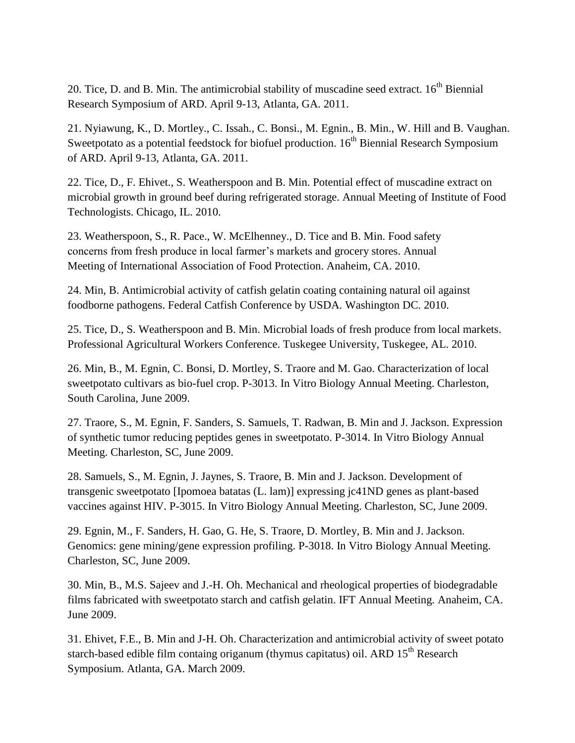20. Tice, D. and B. Min. The antimicrobial stability of muscadine seed extract. 16th Biennial Research Symposium of ARD. April 9-13, Atlanta, GA. 2011.

21. Nyiawung, K., D. Mortley., C. Issah., C. Bonsi., M. Egnin., B. Min., W. Hill and B. Vaughan. Sweetpotato as a potential feedstock for biofuel production. 16th Biennial Research Symposium of ARD. April 9-13, Atlanta, GA. 2011.

22. Tice, D., F. Ehivet., S. Weatherspoon and B. Min. Potential effect of muscadine extract on microbial growth in ground beef during refrigerated storage. Annual Meeting of Institute of Food Technologists. Chicago, IL. 2010.

23. Weatherspoon, S., R. Pace., W. McElhenney., D. Tice and B. Min. Food safety concerns from fresh produce in local farmer's markets and grocery stores. Annual Meeting of International Association of Food Protection. Anaheim, CA. 2010.

24. Min, B. Antimicrobial activity of catfish gelatin coating containing natural oil against foodborne pathogens. Federal Catfish Conference by USDA. Washington DC. 2010.

25. Tice, D., S. Weatherspoon and B. Min. Microbial loads of fresh produce from local markets. Professional Agricultural Workers Conference. Tuskegee University, Tuskegee, AL. 2010.

26. Min, B., M. Egnin, C. Bonsi, D. Mortley, S. Traore and M. Gao. Characterization of local sweetpotato cultivars as bio-fuel crop. P-3013. In Vitro Biology Annual Meeting. Charleston, South Carolina, June 2009.

27. Traore, S., M. Egnin, F. Sanders, S. Samuels, T. Radwan, B. Min and J. Jackson. Expression of synthetic tumor reducing peptides genes in sweetpotato. P-3014. In Vitro Biology Annual Meeting. Charleston, SC, June 2009.

28. Samuels, S., M. Egnin, J. Jaynes, S. Traore, B. Min and J. Jackson. Development of transgenic sweetpotato [Ipomoea batatas (L. lam)] expressing jc41ND genes as plant-based vaccines against HIV. P-3015. In Vitro Biology Annual Meeting. Charleston, SC, June 2009.

29. Egnin, M., F. Sanders, H. Gao, G. He, S. Traore, D. Mortley, B. Min and J. Jackson. Genomics: gene mining/gene expression profiling. P-3018. In Vitro Biology Annual Meeting. Charleston, SC, June 2009.

30. Min, B., M.S. Sajeev and J.-H. Oh. Mechanical and rheological properties of biodegradable films fabricated with sweetpotato starch and catfish gelatin. IFT Annual Meeting. Anaheim, CA. June 2009.

31. Ehivet, F.E., B. Min and J-H. Oh. Characterization and antimicrobial activity of sweet potato starch-based edible film containg origanum (thymus capitatus) oil. ARD 15th Research Symposium. Atlanta, GA. March 2009.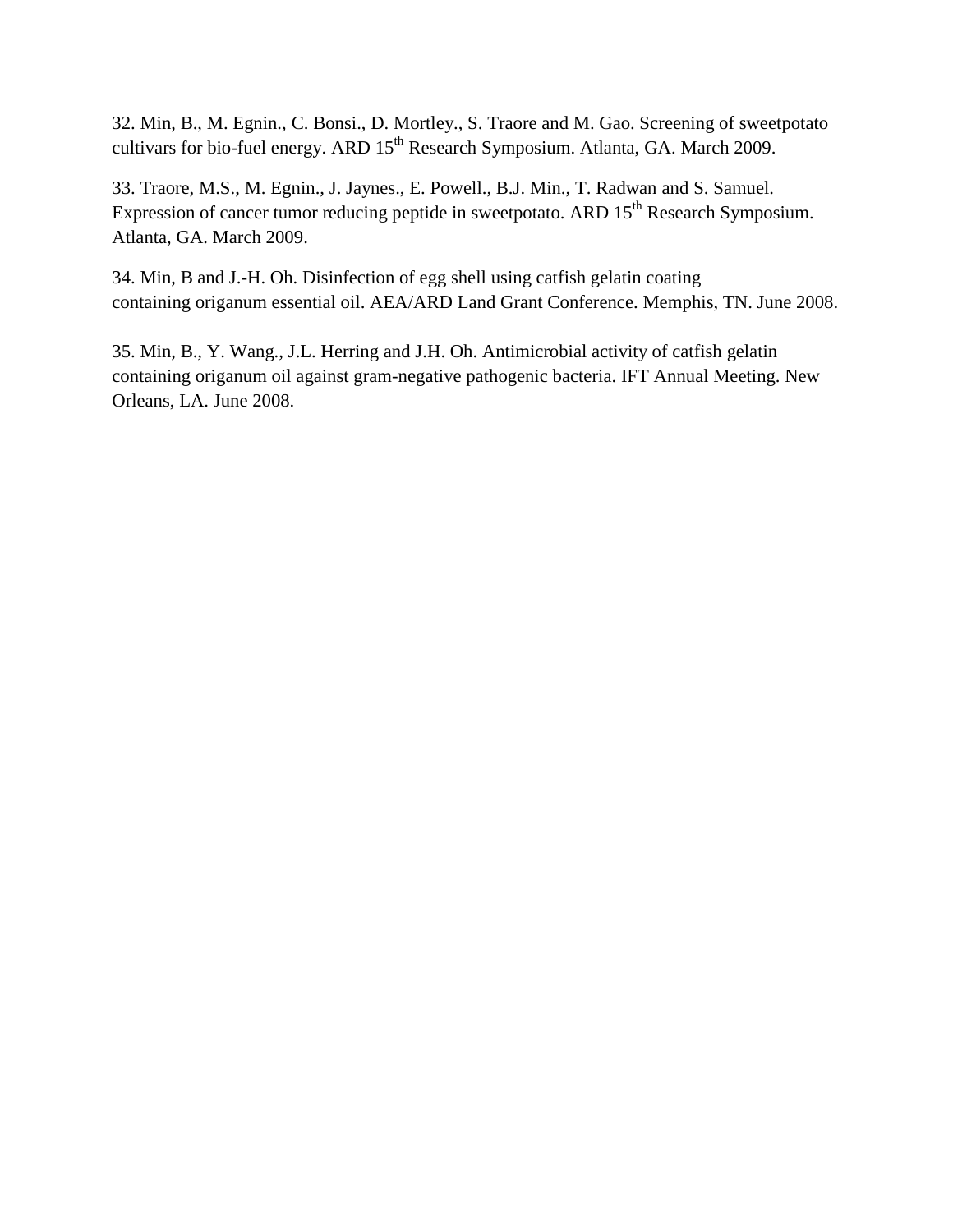32. Min, B., M. Egnin., C. Bonsi., D. Mortley., S. Traore and M. Gao. Screening of sweetpotato cultivars for bio-fuel energy. ARD 15th Research Symposium. Atlanta, GA. March 2009.

33. Traore, M.S., M. Egnin., J. Jaynes., E. Powell., B.J. Min., T. Radwan and S. Samuel. Expression of cancer tumor reducing peptide in sweetpotato. ARD 15th Research Symposium. Atlanta, GA. March 2009.

34. Min, B and J.-H. Oh. Disinfection of egg shell using catfish gelatin coating containing origanum essential oil. AEA/ARD Land Grant Conference. Memphis, TN. June 2008.

35. Min, B., Y. Wang., J.L. Herring and J.H. Oh. Antimicrobial activity of catfish gelatin containing origanum oil against gram-negative pathogenic bacteria. IFT Annual Meeting. New Orleans, LA. June 2008.